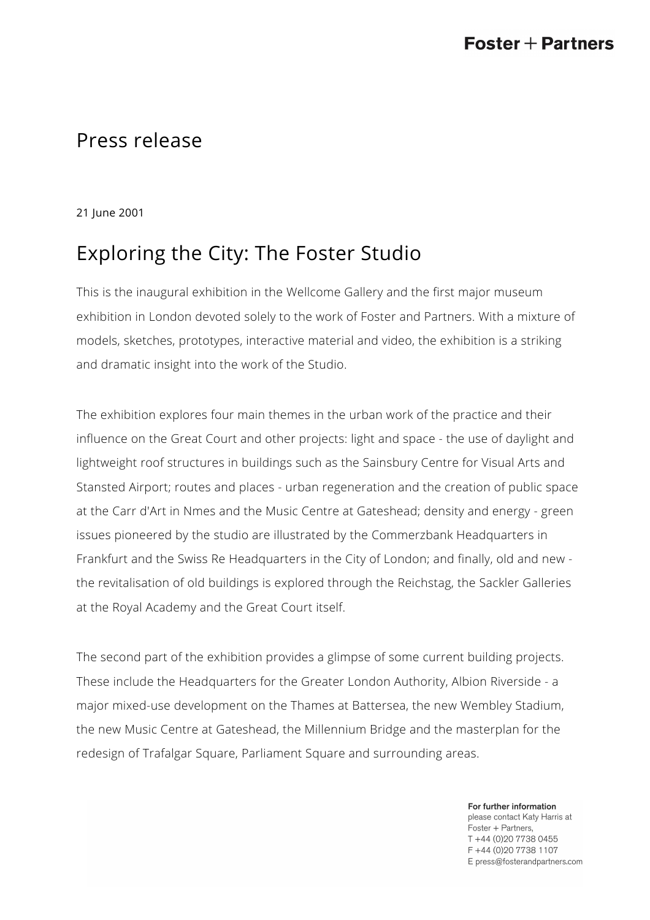Foster + Partners

# Press release

21 June 2001

## Exploring the City: The Foster Studio

This is the inaugural exhibition in the Wellcome Gallery and the first major museum exhibition in London devoted solely to the work of Foster and Partners. With a mixture of models, sketches, prototypes, interactive material and video, the exhibition is a striking and dramatic insight into the work of the Studio.

The exhibition explores four main themes in the urban work of the practice and their influence on the Great Court and other projects: light and space - the use of daylight and lightweight roof structures in buildings such as the Sainsbury Centre for Visual Arts and Stansted Airport; routes and places - urban regeneration and the creation of public space at the Carr d'Art in Nmes and the Music Centre at Gateshead; density and energy - green issues pioneered by the studio are illustrated by the Commerzbank Headquarters in Frankfurt and the Swiss Re Headquarters in the City of London; and finally, old and new - the revitalisation of old buildings is explored through the Reichstag, the Sackler Galleries at the Royal Academy and the Great Court itself.

The second part of the exhibition provides a glimpse of some current building projects. These include the Headquarters for the Greater London Authority, Albion Riverside - a major mixed-use development on the Thames at Battersea, the new Wembley Stadium, the new Music Centre at Gateshead, the Millennium Bridge and the masterplan for the redesign of Trafalgar Square, Parliament Square and surrounding areas.

**For further information**
please contact Katy Harris at
Foster + Partners,
T +44 (0)20 7738 0455
F +44 (0)20 7738 1107
E press@fosterandpartners.com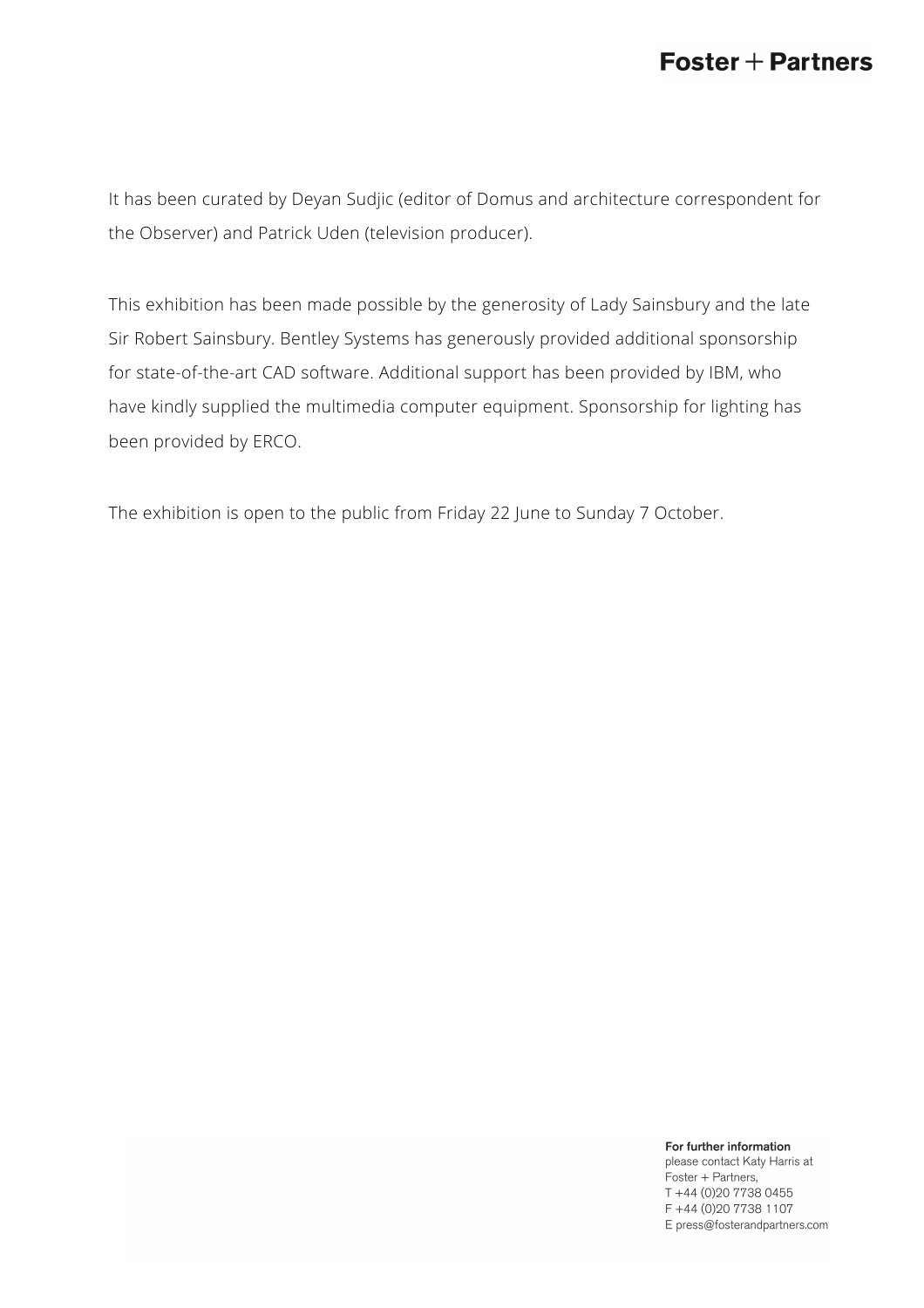It has been curated by Deyan Sudjic (editor of Domus and architecture correspondent for the Observer) and Patrick Uden (television producer).

This exhibition has been made possible by the generosity of Lady Sainsbury and the late Sir Robert Sainsbury. Bentley Systems has generously provided additional sponsorship for state-of-the-art CAD software. Additional support has been provided by IBM, who have kindly supplied the multimedia computer equipment. Sponsorship for lighting has been provided by ERCO.

The exhibition is open to the public from Friday 22 June to Sunday 7 October.

**For further information**
please contact Katy Harris at
Foster + Partners,
T +44 (0)20 7738 0455
F +44 (0)20 7738 1107
E press@fosterandpartners.com